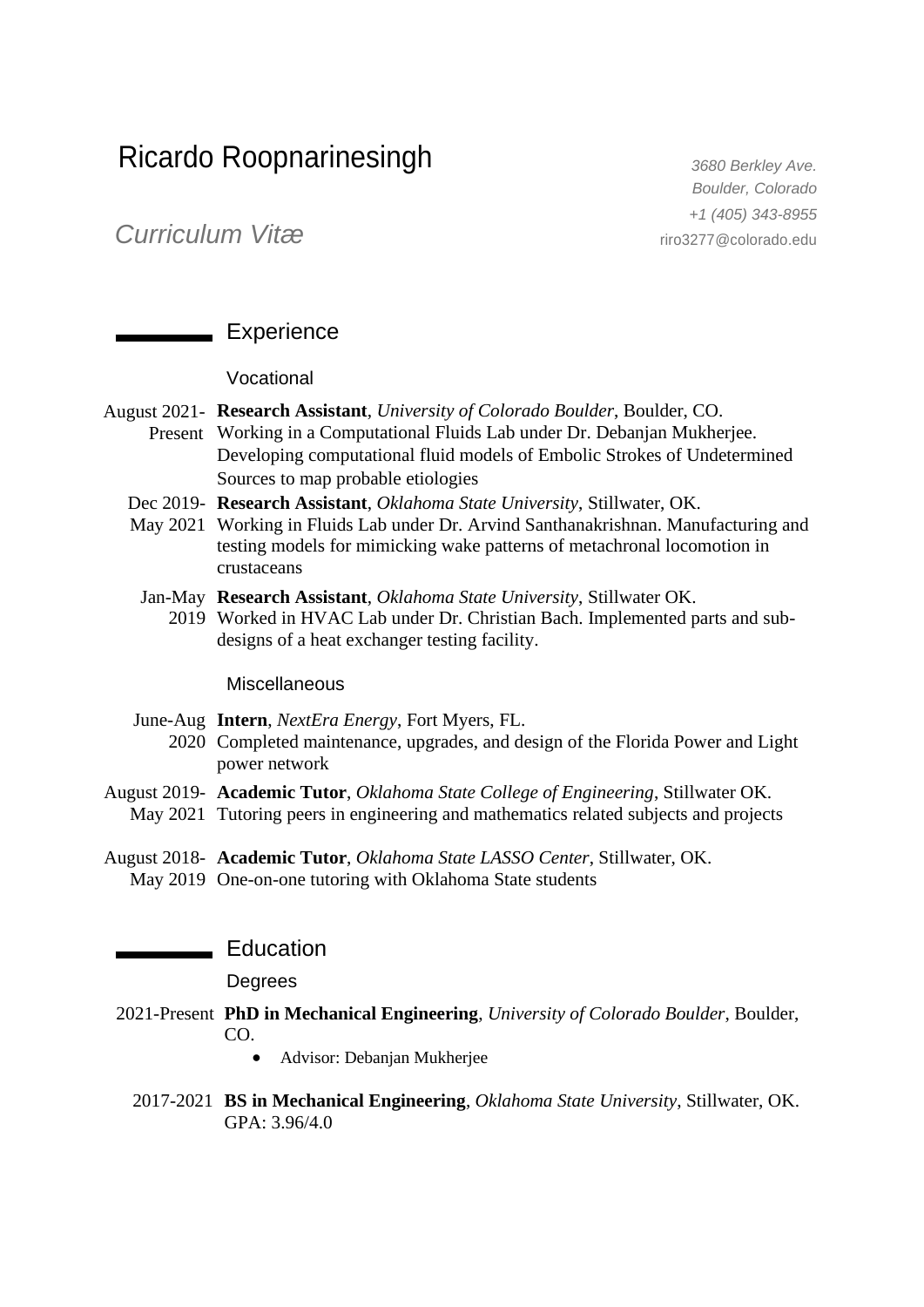# Ricardo Roopnarinesingh

*Curriculum Vitæ*

*3680 Berkley Ave.*
*Boulder, Colorado*
*+1 (405) 343-8955*
riro3277@colorado.edu

## Experience

### Vocational

August 2021-Present **Research Assistant**, *University of Colorado Boulder*, Boulder, CO.
Working in a Computational Fluids Lab under Dr. Debanjan Mukherjee. Developing computational fluid models of Embolic Strokes of Undetermined Sources to map probable etiologies

Dec 2019-May 2021 **Research Assistant**, *Oklahoma State University*, Stillwater, OK.
Working in Fluids Lab under Dr. Arvind Santhanakrishnan. Manufacturing and testing models for mimicking wake patterns of metachronal locomotion in crustaceans

Jan-May 2019 **Research Assistant**, *Oklahoma State University*, Stillwater OK.
Worked in HVAC Lab under Dr. Christian Bach. Implemented parts and sub-designs of a heat exchanger testing facility.

### Miscellaneous

June-Aug 2020 **Intern**, *NextEra Energy*, Fort Myers, FL.
Completed maintenance, upgrades, and design of the Florida Power and Light power network

August 2019-May 2021 **Academic Tutor**, *Oklahoma State College of Engineering*, Stillwater OK.
Tutoring peers in engineering and mathematics related subjects and projects

August 2018-May 2019 **Academic Tutor**, *Oklahoma State LASSO Center*, Stillwater, OK.
One-on-one tutoring with Oklahoma State students

## Education

### Degrees

2021-Present **PhD in Mechanical Engineering**, *University of Colorado Boulder*, Boulder, CO.

- Advisor: Debanjan Mukherjee

2017-2021 **BS in Mechanical Engineering**, *Oklahoma State University*, Stillwater, OK.
GPA: 3.96/4.0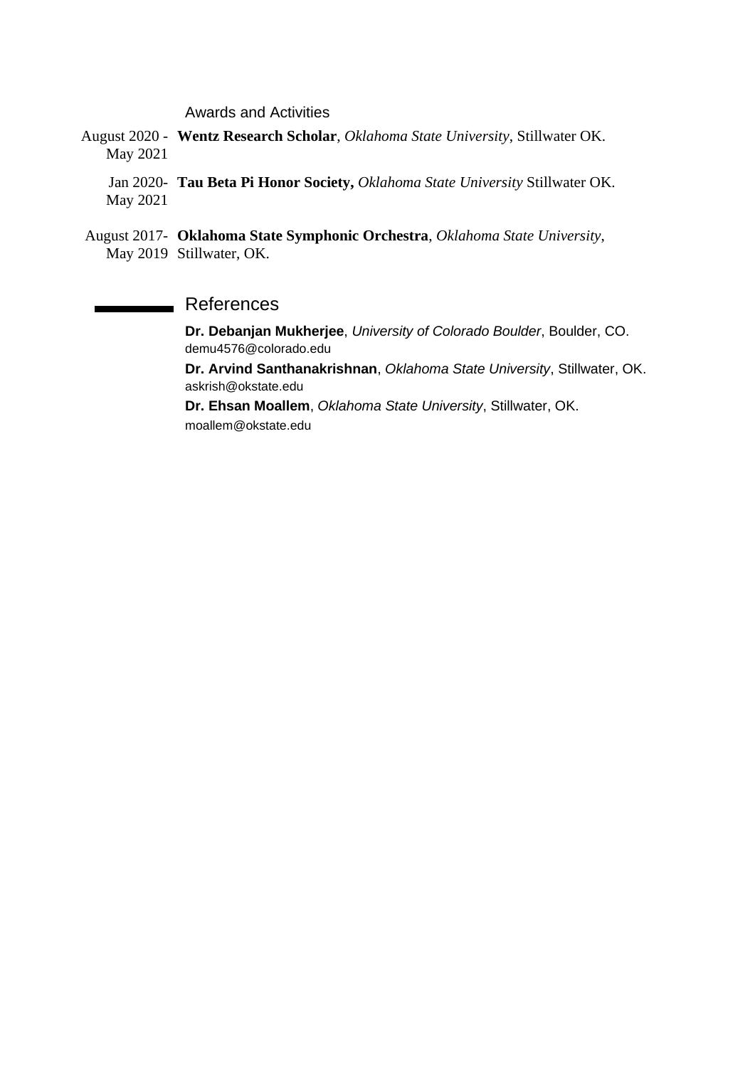## Awards and Activities

August 2020 - May 2021 **Wentz Research Scholar**, *Oklahoma State University*, Stillwater OK.

Jan 2020- May 2021 **Tau Beta Pi Honor Society,** *Oklahoma State University* Stillwater OK.

August 2017- May 2019 **Oklahoma State Symphonic Orchestra**, *Oklahoma State University*, Stillwater, OK.

## References

**Dr. Debanjan Mukherjee**, *University of Colorado Boulder*, Boulder, CO.
demu4576@colorado.edu

**Dr. Arvind Santhanakrishnan**, *Oklahoma State University*, Stillwater, OK.
askrish@okstate.edu

**Dr. Ehsan Moallem**, *Oklahoma State University*, Stillwater, OK.
moallem@okstate.edu